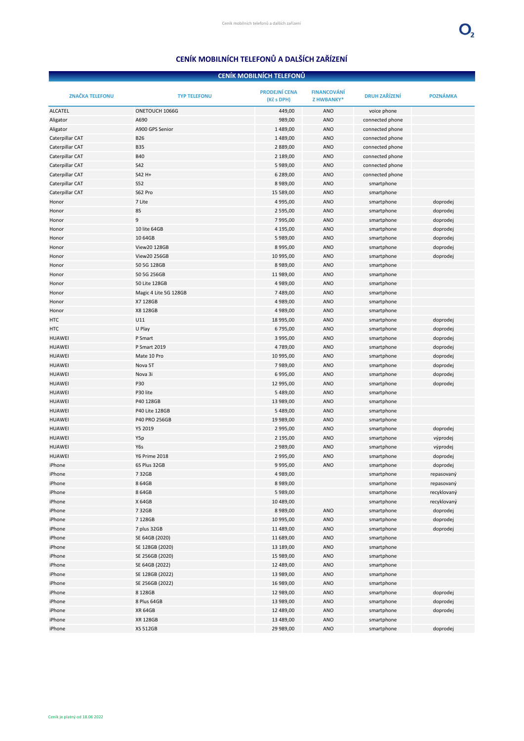# CENÍK MOBILNÍCH TELEFONŮ A DALŠÍCH ZAŘÍZENÍ

## CENÍK MOBILNÍCH TELEFONŮ

| ZNAČKA TELEFONU | TYP TELEFONU | PRODEJNÍ CENA (Kč s DPH) | FINANCOVÁNÍ Z HWBANKY* | DRUH ZAŘÍZENÍ | POZNÁMKA |
|---|---|---|---|---|---|
| ALCATEL | ONETOUCH 1066G | 449,00 | ANO | voice phone | |
| Aligator | A690 | 989,00 | ANO | connected phone | |
| Aligator | A900 GPS Senior | 1 489,00 | ANO | connected phone | |
| Caterpillar CAT | B26 | 1 489,00 | ANO | connected phone | |
| Caterpillar CAT | B35 | 2 889,00 | ANO | connected phone | |
| Caterpillar CAT | B40 | 2 189,00 | ANO | connected phone | |
| Caterpillar CAT | S42 | 5 989,00 | ANO | connected phone | |
| Caterpillar CAT | S42 H+ | 6 289,00 | ANO | connected phone | |
| Caterpillar CAT | S52 | 8 989,00 | ANO | smartphone | |
| Caterpillar CAT | S62 Pro | 15 589,00 | ANO | smartphone | |
| Honor | 7 Lite | 4 995,00 | ANO | smartphone | doprodej |
| Honor | 8S | 2 595,00 | ANO | smartphone | doprodej |
| Honor | 9 | 7 995,00 | ANO | smartphone | doprodej |
| Honor | 10 lite 64GB | 4 195,00 | ANO | smartphone | doprodej |
| Honor | 10 64GB | 5 989,00 | ANO | smartphone | doprodej |
| Honor | View20 128GB | 8 995,00 | ANO | smartphone | doprodej |
| Honor | View20 256GB | 10 995,00 | ANO | smartphone | doprodej |
| Honor | 50 5G 128GB | 8 989,00 | ANO | smartphone | |
| Honor | 50 5G 256GB | 11 989,00 | ANO | smartphone | |
| Honor | 50 Lite 128GB | 4 989,00 | ANO | smartphone | |
| Honor | Magic 4 Lite 5G 128GB | 7 489,00 | ANO | smartphone | |
| Honor | X7 128GB | 4 989,00 | ANO | smartphone | |
| Honor | X8 128GB | 4 989,00 | ANO | smartphone | |
| HTC | U11 | 18 995,00 | ANO | smartphone | doprodej |
| HTC | U Play | 6 795,00 | ANO | smartphone | doprodej |
| HUAWEI | P Smart | 3 995,00 | ANO | smartphone | doprodej |
| HUAWEI | P Smart 2019 | 4 789,00 | ANO | smartphone | doprodej |
| HUAWEI | Mate 10 Pro | 10 995,00 | ANO | smartphone | doprodej |
| HUAWEI | Nova 5T | 7 989,00 | ANO | smartphone | doprodej |
| HUAWEI | Nova 3i | 6 995,00 | ANO | smartphone | doprodej |
| HUAWEI | P30 | 12 995,00 | ANO | smartphone | doprodej |
| HUAWEI | P30 lite | 5 489,00 | ANO | smartphone | |
| HUAWEI | P40 128GB | 13 989,00 | ANO | smartphone | |
| HUAWEI | P40 Lite 128GB | 5 489,00 | ANO | smartphone | |
| HUAWEI | P40 PRO 256GB | 19 989,00 | ANO | smartphone | |
| HUAWEI | Y5 2019 | 2 995,00 | ANO | smartphone | doprodej |
| HUAWEI | Y5p | 2 195,00 | ANO | smartphone | výprodej |
| HUAWEI | Y6s | 2 989,00 | ANO | smartphone | výprodej |
| HUAWEI | Y6 Prime 2018 | 2 995,00 | ANO | smartphone | doprodej |
| iPhone | 6S Plus 32GB | 9 995,00 | ANO | smartphone | doprodej |
| iPhone | 7 32GB | 4 989,00 | | smartphone | repasovaný |
| iPhone | 8 64GB | 8 989,00 | | smartphone | repasovaný |
| iPhone | 8 64GB | 5 989,00 | | smartphone | recyklovaný |
| iPhone | X 64GB | 10 489,00 | | smartphone | recyklovaný |
| iPhone | 7 32GB | 8 989,00 | ANO | smartphone | doprodej |
| iPhone | 7 128GB | 10 995,00 | ANO | smartphone | doprodej |
| iPhone | 7 plus 32GB | 11 489,00 | ANO | smartphone | doprodej |
| iPhone | SE 64GB (2020) | 11 689,00 | ANO | smartphone | |
| iPhone | SE 128GB (2020) | 13 189,00 | ANO | smartphone | |
| iPhone | SE 256GB (2020) | 15 989,00 | ANO | smartphone | |
| iPhone | SE 64GB (2022) | 12 489,00 | ANO | smartphone | |
| iPhone | SE 128GB (2022) | 13 989,00 | ANO | smartphone | |
| iPhone | SE 256GB (2022) | 16 989,00 | ANO | smartphone | |
| iPhone | 8 128GB | 12 989,00 | ANO | smartphone | doprodej |
| iPhone | 8 Plus 64GB | 13 989,00 | ANO | smartphone | doprodej |
| iPhone | XR 64GB | 12 489,00 | ANO | smartphone | doprodej |
| iPhone | XR 128GB | 13 489,00 | ANO | smartphone | |
| iPhone | XS 512GB | 29 989,00 | ANO | smartphone | doprodej |

Ceník je platný od 18.06 2022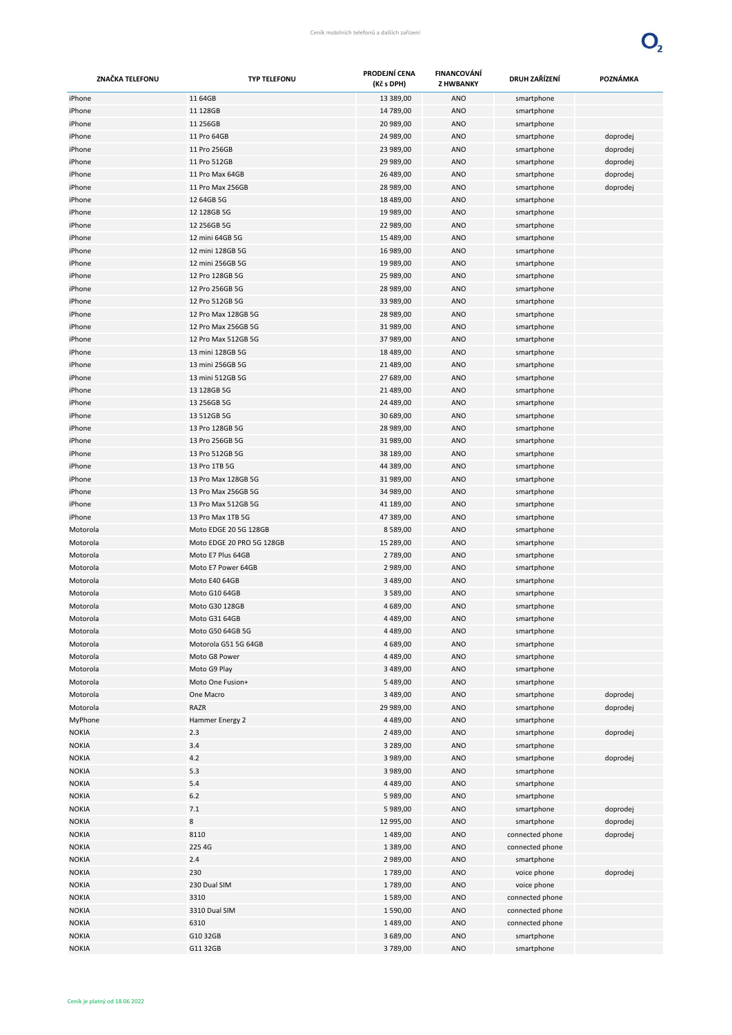| ZNAČKA TELEFONU | TYP TELEFONU | PRODEJNÍ CENA (Kč s DPH) | FINANCOVÁNÍ Z HWBANKY | DRUH ZAŘÍZENÍ | POZNÁMKA |
|---|---|---|---|---|---|
| iPhone | 11 64GB | 13 389,00 | ANO | smartphone | |
| iPhone | 11 128GB | 14 789,00 | ANO | smartphone | |
| iPhone | 11 256GB | 20 989,00 | ANO | smartphone | |
| iPhone | 11 Pro 64GB | 24 989,00 | ANO | smartphone | doprodej |
| iPhone | 11 Pro 256GB | 23 989,00 | ANO | smartphone | doprodej |
| iPhone | 11 Pro 512GB | 29 989,00 | ANO | smartphone | doprodej |
| iPhone | 11 Pro Max 64GB | 26 489,00 | ANO | smartphone | doprodej |
| iPhone | 11 Pro Max 256GB | 28 989,00 | ANO | smartphone | doprodej |
| iPhone | 12 64GB 5G | 18 489,00 | ANO | smartphone | |
| iPhone | 12 128GB 5G | 19 989,00 | ANO | smartphone | |
| iPhone | 12 256GB 5G | 22 989,00 | ANO | smartphone | |
| iPhone | 12 mini 64GB 5G | 15 489,00 | ANO | smartphone | |
| iPhone | 12 mini 128GB 5G | 16 989,00 | ANO | smartphone | |
| iPhone | 12 mini 256GB 5G | 19 989,00 | ANO | smartphone | |
| iPhone | 12 Pro 128GB 5G | 25 989,00 | ANO | smartphone | |
| iPhone | 12 Pro 256GB 5G | 28 989,00 | ANO | smartphone | |
| iPhone | 12 Pro 512GB 5G | 33 989,00 | ANO | smartphone | |
| iPhone | 12 Pro Max 128GB 5G | 28 989,00 | ANO | smartphone | |
| iPhone | 12 Pro Max 256GB 5G | 31 989,00 | ANO | smartphone | |
| iPhone | 12 Pro Max 512GB 5G | 37 989,00 | ANO | smartphone | |
| iPhone | 13 mini 128GB 5G | 18 489,00 | ANO | smartphone | |
| iPhone | 13 mini 256GB 5G | 21 489,00 | ANO | smartphone | |
| iPhone | 13 mini 512GB 5G | 27 689,00 | ANO | smartphone | |
| iPhone | 13 128GB 5G | 21 489,00 | ANO | smartphone | |
| iPhone | 13 256GB 5G | 24 489,00 | ANO | smartphone | |
| iPhone | 13 512GB 5G | 30 689,00 | ANO | smartphone | |
| iPhone | 13 Pro 128GB 5G | 28 989,00 | ANO | smartphone | |
| iPhone | 13 Pro 256GB 5G | 31 989,00 | ANO | smartphone | |
| iPhone | 13 Pro 512GB 5G | 38 189,00 | ANO | smartphone | |
| iPhone | 13 Pro 1TB 5G | 44 389,00 | ANO | smartphone | |
| iPhone | 13 Pro Max 128GB 5G | 31 989,00 | ANO | smartphone | |
| iPhone | 13 Pro Max 256GB 5G | 34 989,00 | ANO | smartphone | |
| iPhone | 13 Pro Max 512GB 5G | 41 189,00 | ANO | smartphone | |
| iPhone | 13 Pro Max 1TB 5G | 47 389,00 | ANO | smartphone | |
| Motorola | Moto EDGE 20 5G 128GB | 8 589,00 | ANO | smartphone | |
| Motorola | Moto EDGE 20 PRO 5G 128GB | 15 289,00 | ANO | smartphone | |
| Motorola | Moto E7 Plus 64GB | 2 789,00 | ANO | smartphone | |
| Motorola | Moto E7 Power 64GB | 2 989,00 | ANO | smartphone | |
| Motorola | Moto E40 64GB | 3 489,00 | ANO | smartphone | |
| Motorola | Moto G10 64GB | 3 589,00 | ANO | smartphone | |
| Motorola | Moto G30 128GB | 4 689,00 | ANO | smartphone | |
| Motorola | Moto G31 64GB | 4 489,00 | ANO | smartphone | |
| Motorola | Moto G50 64GB 5G | 4 489,00 | ANO | smartphone | |
| Motorola | Motorola G51 5G 64GB | 4 689,00 | ANO | smartphone | |
| Motorola | Moto G8 Power | 4 489,00 | ANO | smartphone | |
| Motorola | Moto G9 Play | 3 489,00 | ANO | smartphone | |
| Motorola | Moto One Fusion+ | 5 489,00 | ANO | smartphone | |
| Motorola | One Macro | 3 489,00 | ANO | smartphone | doprodej |
| Motorola | RAZR | 29 989,00 | ANO | smartphone | doprodej |
| MyPhone | Hammer Energy 2 | 4 489,00 | ANO | smartphone | |
| NOKIA | 2.3 | 2 489,00 | ANO | smartphone | doprodej |
| NOKIA | 3.4 | 3 289,00 | ANO | smartphone | |
| NOKIA | 4.2 | 3 989,00 | ANO | smartphone | doprodej |
| NOKIA | 5.3 | 3 989,00 | ANO | smartphone | |
| NOKIA | 5.4 | 4 489,00 | ANO | smartphone | |
| NOKIA | 6.2 | 5 989,00 | ANO | smartphone | |
| NOKIA | 7.1 | 5 989,00 | ANO | smartphone | doprodej |
| NOKIA | 8 | 12 995,00 | ANO | smartphone | doprodej |
| NOKIA | 8110 | 1 489,00 | ANO | connected phone | doprodej |
| NOKIA | 225 4G | 1 389,00 | ANO | connected phone | |
| NOKIA | 2.4 | 2 989,00 | ANO | smartphone | |
| NOKIA | 230 | 1 789,00 | ANO | voice phone | doprodej |
| NOKIA | 230 Dual SIM | 1 789,00 | ANO | voice phone | |
| NOKIA | 3310 | 1 589,00 | ANO | connected phone | |
| NOKIA | 3310 Dual SIM | 1 590,00 | ANO | connected phone | |
| NOKIA | 6310 | 1 489,00 | ANO | connected phone | |
| NOKIA | G10 32GB | 3 689,00 | ANO | smartphone | |
| NOKIA | G11 32GB | 3 789,00 | ANO | smartphone | |

Ceník je platný od 18.06 2022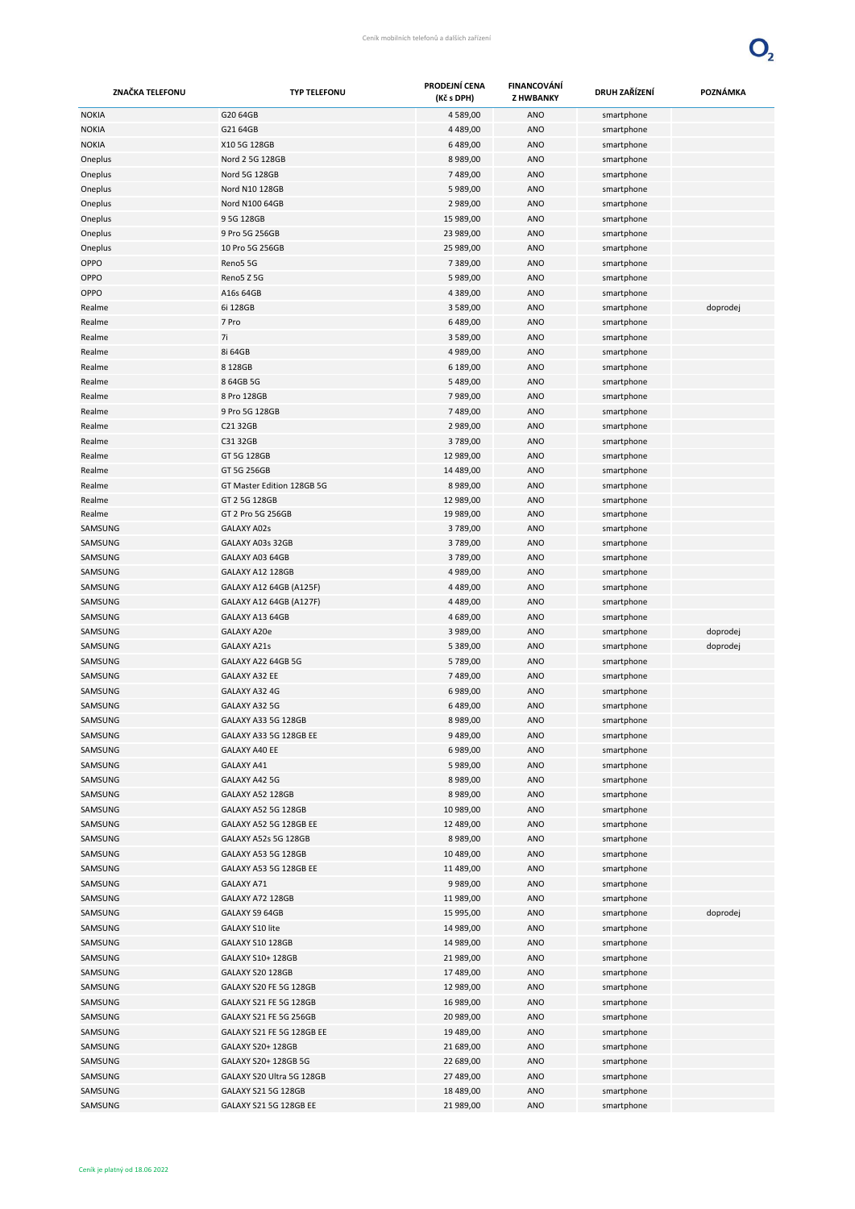| ZNAČKA TELEFONU | TYP TELEFONU | PRODEJNÍ CENA (Kč s DPH) | FINANCOVÁNÍ Z HWBANKY | DRUH ZAŘÍZENÍ | POZNÁMKA |
|---|---|---|---|---|---|
| NOKIA | G20 64GB | 4 589,00 | ANO | smartphone | |
| NOKIA | G21 64GB | 4 489,00 | ANO | smartphone | |
| NOKIA | X10 5G 128GB | 6 489,00 | ANO | smartphone | |
| Oneplus | Nord 2 5G 128GB | 8 989,00 | ANO | smartphone | |
| Oneplus | Nord 5G 128GB | 7 489,00 | ANO | smartphone | |
| Oneplus | Nord N10 128GB | 5 989,00 | ANO | smartphone | |
| Oneplus | Nord N100 64GB | 2 989,00 | ANO | smartphone | |
| Oneplus | 9 5G 128GB | 15 989,00 | ANO | smartphone | |
| Oneplus | 9 Pro 5G 256GB | 23 989,00 | ANO | smartphone | |
| Oneplus | 10 Pro 5G 256GB | 25 989,00 | ANO | smartphone | |
| OPPO | Reno5 5G | 7 389,00 | ANO | smartphone | |
| OPPO | Reno5 Z 5G | 5 989,00 | ANO | smartphone | |
| OPPO | A16s 64GB | 4 389,00 | ANO | smartphone | |
| Realme | 6i 128GB | 3 589,00 | ANO | smartphone | doprodej |
| Realme | 7 Pro | 6 489,00 | ANO | smartphone | |
| Realme | 7i | 3 589,00 | ANO | smartphone | |
| Realme | 8i 64GB | 4 989,00 | ANO | smartphone | |
| Realme | 8 128GB | 6 189,00 | ANO | smartphone | |
| Realme | 8 64GB 5G | 5 489,00 | ANO | smartphone | |
| Realme | 8 Pro 128GB | 7 989,00 | ANO | smartphone | |
| Realme | 9 Pro 5G 128GB | 7 489,00 | ANO | smartphone | |
| Realme | C21 32GB | 2 989,00 | ANO | smartphone | |
| Realme | C31 32GB | 3 789,00 | ANO | smartphone | |
| Realme | GT 5G 128GB | 12 989,00 | ANO | smartphone | |
| Realme | GT 5G 256GB | 14 489,00 | ANO | smartphone | |
| Realme | GT Master Edition 128GB 5G | 8 989,00 | ANO | smartphone | |
| Realme | GT 2 5G 128GB | 12 989,00 | ANO | smartphone | |
| Realme | GT 2 Pro 5G 256GB | 19 989,00 | ANO | smartphone | |
| SAMSUNG | GALAXY A02s | 3 789,00 | ANO | smartphone | |
| SAMSUNG | GALAXY A03s 32GB | 3 789,00 | ANO | smartphone | |
| SAMSUNG | GALAXY A03 64GB | 3 789,00 | ANO | smartphone | |
| SAMSUNG | GALAXY A12 128GB | 4 989,00 | ANO | smartphone | |
| SAMSUNG | GALAXY A12 64GB (A125F) | 4 489,00 | ANO | smartphone | |
| SAMSUNG | GALAXY A12 64GB (A127F) | 4 489,00 | ANO | smartphone | |
| SAMSUNG | GALAXY A13 64GB | 4 689,00 | ANO | smartphone | |
| SAMSUNG | GALAXY A20e | 3 989,00 | ANO | smartphone | doprodej |
| SAMSUNG | GALAXY A21s | 5 389,00 | ANO | smartphone | doprodej |
| SAMSUNG | GALAXY A22 64GB 5G | 5 789,00 | ANO | smartphone | |
| SAMSUNG | GALAXY A32 EE | 7 489,00 | ANO | smartphone | |
| SAMSUNG | GALAXY A32 4G | 6 989,00 | ANO | smartphone | |
| SAMSUNG | GALAXY A32 5G | 6 489,00 | ANO | smartphone | |
| SAMSUNG | GALAXY A33 5G 128GB | 8 989,00 | ANO | smartphone | |
| SAMSUNG | GALAXY A33 5G 128GB EE | 9 489,00 | ANO | smartphone | |
| SAMSUNG | GALAXY A40 EE | 6 989,00 | ANO | smartphone | |
| SAMSUNG | GALAXY A41 | 5 989,00 | ANO | smartphone | |
| SAMSUNG | GALAXY A42 5G | 8 989,00 | ANO | smartphone | |
| SAMSUNG | GALAXY A52 128GB | 8 989,00 | ANO | smartphone | |
| SAMSUNG | GALAXY A52 5G 128GB | 10 989,00 | ANO | smartphone | |
| SAMSUNG | GALAXY A52 5G 128GB EE | 12 489,00 | ANO | smartphone | |
| SAMSUNG | GALAXY A52s 5G 128GB | 8 989,00 | ANO | smartphone | |
| SAMSUNG | GALAXY A53 5G 128GB | 10 489,00 | ANO | smartphone | |
| SAMSUNG | GALAXY A53 5G 128GB EE | 11 489,00 | ANO | smartphone | |
| SAMSUNG | GALAXY A71 | 9 989,00 | ANO | smartphone | |
| SAMSUNG | GALAXY A72 128GB | 11 989,00 | ANO | smartphone | |
| SAMSUNG | GALAXY S9 64GB | 15 995,00 | ANO | smartphone | doprodej |
| SAMSUNG | GALAXY S10 lite | 14 989,00 | ANO | smartphone | |
| SAMSUNG | GALAXY S10 128GB | 14 989,00 | ANO | smartphone | |
| SAMSUNG | GALAXY S10+ 128GB | 21 989,00 | ANO | smartphone | |
| SAMSUNG | GALAXY S20 128GB | 17 489,00 | ANO | smartphone | |
| SAMSUNG | GALAXY S20 FE 5G 128GB | 12 989,00 | ANO | smartphone | |
| SAMSUNG | GALAXY S21 FE 5G 128GB | 16 989,00 | ANO | smartphone | |
| SAMSUNG | GALAXY S21 FE 5G 256GB | 20 989,00 | ANO | smartphone | |
| SAMSUNG | GALAXY S21 FE 5G 128GB EE | 19 489,00 | ANO | smartphone | |
| SAMSUNG | GALAXY S20+ 128GB | 21 689,00 | ANO | smartphone | |
| SAMSUNG | GALAXY S20+ 128GB 5G | 22 689,00 | ANO | smartphone | |
| SAMSUNG | GALAXY S20 Ultra 5G 128GB | 27 489,00 | ANO | smartphone | |
| SAMSUNG | GALAXY S21 5G 128GB | 18 489,00 | ANO | smartphone | |
| SAMSUNG | GALAXY S21 5G 128GB EE | 21 989,00 | ANO | smartphone | |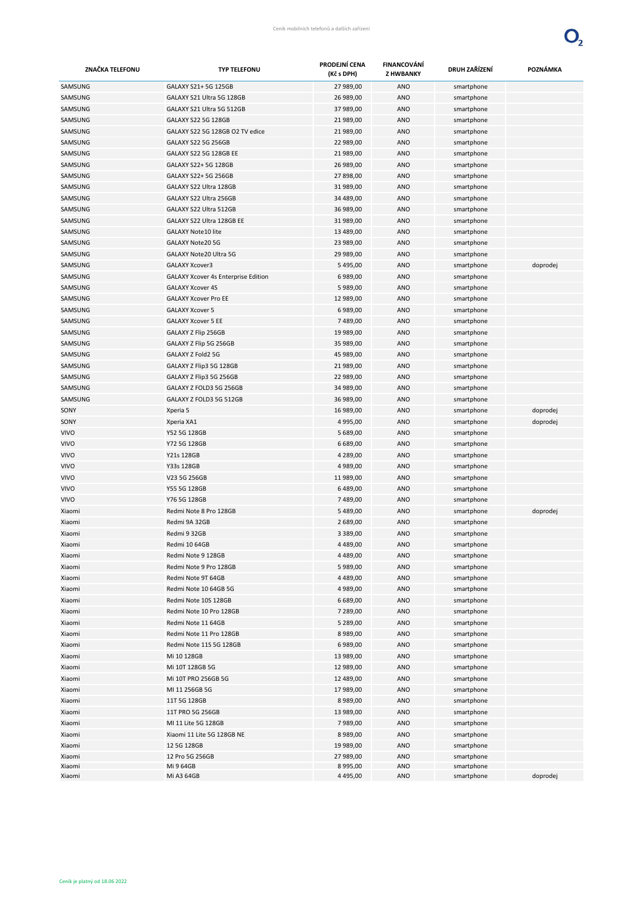| ZNAČKA TELEFONU | TYP TELEFONU | PRODEJNÍ CENA (Kč s DPH) | FINANCOVÁNÍ Z HWBANKY | DRUH ZAŘÍZENÍ | POZNÁMKA |
|---|---|---|---|---|---|
| SAMSUNG | GALAXY S21+ 5G 125GB | 27 989,00 | ANO | smartphone | |
| SAMSUNG | GALAXY S21 Ultra 5G 128GB | 26 989,00 | ANO | smartphone | |
| SAMSUNG | GALAXY S21 Ultra 5G 512GB | 37 989,00 | ANO | smartphone | |
| SAMSUNG | GALAXY S22 5G 128GB | 21 989,00 | ANO | smartphone | |
| SAMSUNG | GALAXY S22 5G 128GB O2 TV edice | 21 989,00 | ANO | smartphone | |
| SAMSUNG | GALAXY S22 5G 256GB | 22 989,00 | ANO | smartphone | |
| SAMSUNG | GALAXY S22 5G 128GB EE | 21 989,00 | ANO | smartphone | |
| SAMSUNG | GALAXY S22+ 5G 128GB | 26 989,00 | ANO | smartphone | |
| SAMSUNG | GALAXY S22+ 5G 256GB | 27 898,00 | ANO | smartphone | |
| SAMSUNG | GALAXY S22 Ultra 128GB | 31 989,00 | ANO | smartphone | |
| SAMSUNG | GALAXY S22 Ultra 256GB | 34 489,00 | ANO | smartphone | |
| SAMSUNG | GALAXY S22 Ultra 512GB | 36 989,00 | ANO | smartphone | |
| SAMSUNG | GALAXY S22 Ultra 128GB EE | 31 989,00 | ANO | smartphone | |
| SAMSUNG | GALAXY Note10 lite | 13 489,00 | ANO | smartphone | |
| SAMSUNG | GALAXY Note20 5G | 23 989,00 | ANO | smartphone | |
| SAMSUNG | GALAXY Note20 Ultra 5G | 29 989,00 | ANO | smartphone | |
| SAMSUNG | GALAXY Xcover3 | 5 495,00 | ANO | smartphone | doprodej |
| SAMSUNG | GALAXY Xcover 4s Enterprise Edition | 6 989,00 | ANO | smartphone | |
| SAMSUNG | GALAXY Xcover 4S | 5 989,00 | ANO | smartphone | |
| SAMSUNG | GALAXY Xcover Pro EE | 12 989,00 | ANO | smartphone | |
| SAMSUNG | GALAXY Xcover 5 | 6 989,00 | ANO | smartphone | |
| SAMSUNG | GALAXY Xcover 5 EE | 7 489,00 | ANO | smartphone | |
| SAMSUNG | GALAXY Z Flip 256GB | 19 989,00 | ANO | smartphone | |
| SAMSUNG | GALAXY Z Flip 5G 256GB | 35 989,00 | ANO | smartphone | |
| SAMSUNG | GALAXY Z Fold2 5G | 45 989,00 | ANO | smartphone | |
| SAMSUNG | GALAXY Z Flip3 5G 128GB | 21 989,00 | ANO | smartphone | |
| SAMSUNG | GALAXY Z Flip3 5G 256GB | 22 989,00 | ANO | smartphone | |
| SAMSUNG | GALAXY Z FOLD3 5G 256GB | 34 989,00 | ANO | smartphone | |
| SAMSUNG | GALAXY Z FOLD3 5G 512GB | 36 989,00 | ANO | smartphone | |
| SONY | Xperia 5 | 16 989,00 | ANO | smartphone | doprodej |
| SONY | Xperia XA1 | 4 995,00 | ANO | smartphone | doprodej |
| VIVO | Y52 5G 128GB | 5 689,00 | ANO | smartphone | |
| VIVO | Y72 5G 128GB | 6 689,00 | ANO | smartphone | |
| VIVO | Y21s 128GB | 4 289,00 | ANO | smartphone | |
| VIVO | Y33s 128GB | 4 989,00 | ANO | smartphone | |
| VIVO | V23 5G 256GB | 11 989,00 | ANO | smartphone | |
| VIVO | Y55 5G 128GB | 6 489,00 | ANO | smartphone | |
| VIVO | Y76 5G 128GB | 7 489,00 | ANO | smartphone | |
| Xiaomi | Redmi Note 8 Pro 128GB | 5 489,00 | ANO | smartphone | doprodej |
| Xiaomi | Redmi 9A 32GB | 2 689,00 | ANO | smartphone | |
| Xiaomi | Redmi 9 32GB | 3 389,00 | ANO | smartphone | |
| Xiaomi | Redmi 10 64GB | 4 489,00 | ANO | smartphone | |
| Xiaomi | Redmi Note 9 128GB | 4 489,00 | ANO | smartphone | |
| Xiaomi | Redmi Note 9 Pro 128GB | 5 989,00 | ANO | smartphone | |
| Xiaomi | Redmi Note 9T 64GB | 4 489,00 | ANO | smartphone | |
| Xiaomi | Redmi Note 10 64GB 5G | 4 989,00 | ANO | smartphone | |
| Xiaomi | Redmi Note 10S 128GB | 6 689,00 | ANO | smartphone | |
| Xiaomi | Redmi Note 10 Pro 128GB | 7 289,00 | ANO | smartphone | |
| Xiaomi | Redmi Note 11 64GB | 5 289,00 | ANO | smartphone | |
| Xiaomi | Redmi Note 11 Pro 128GB | 8 989,00 | ANO | smartphone | |
| Xiaomi | Redmi Note 11S 5G 128GB | 6 989,00 | ANO | smartphone | |
| Xiaomi | Mi 10 128GB | 13 989,00 | ANO | smartphone | |
| Xiaomi | Mi 10T 128GB 5G | 12 989,00 | ANO | smartphone | |
| Xiaomi | Mi 10T PRO 256GB 5G | 12 489,00 | ANO | smartphone | |
| Xiaomi | MI 11 256GB 5G | 17 989,00 | ANO | smartphone | |
| Xiaomi | 11T 5G 128GB | 8 989,00 | ANO | smartphone | |
| Xiaomi | 11T PRO 5G 256GB | 13 989,00 | ANO | smartphone | |
| Xiaomi | MI 11 Lite 5G 128GB | 7 989,00 | ANO | smartphone | |
| Xiaomi | Xiaomi 11 Lite 5G 128GB NE | 8 989,00 | ANO | smartphone | |
| Xiaomi | 12 5G 128GB | 19 989,00 | ANO | smartphone | |
| Xiaomi | 12 Pro 5G 256GB | 27 989,00 | ANO | smartphone | |
| Xiaomi | Mi 9 64GB | 8 995,00 | ANO | smartphone | |
| Xiaomi | Mi A3 64GB | 4 495,00 | ANO | smartphone | doprodej |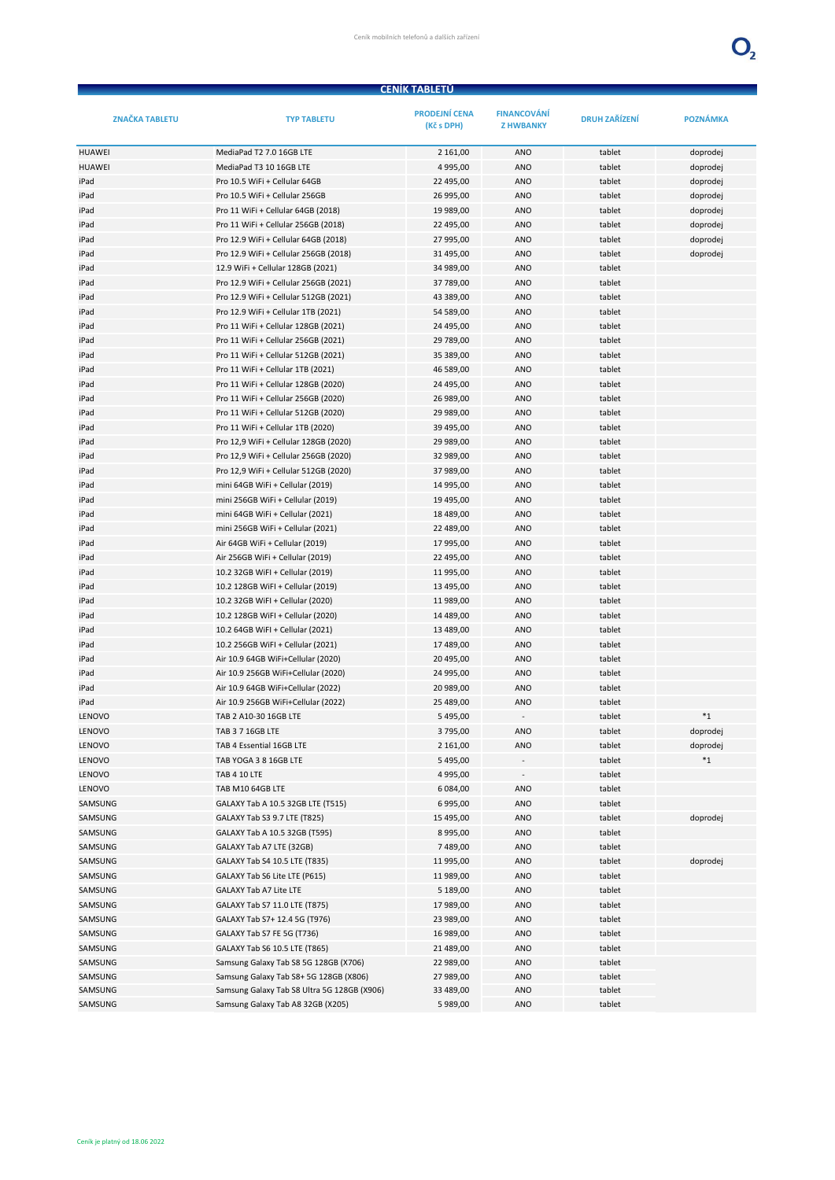## CENÍK TABLETŮ

| ZNAČKA TABLETU | TYP TABLETU | PRODEJNÍ CENA (Kč s DPH) | FINANCOVÁNÍ Z HWBANKY | DRUH ZAŘÍZENÍ | POZNÁMKA |
|---|---|---|---|---|---|
| HUAWEI | MediaPad T2 7.0 16GB LTE | 2 161,00 | ANO | tablet | doprodej |
| HUAWEI | MediaPad T3 10 16GB LTE | 4 995,00 | ANO | tablet | doprodej |
| iPad | Pro 10.5 WiFi + Cellular 64GB | 22 495,00 | ANO | tablet | doprodej |
| iPad | Pro 10.5 WiFi + Cellular 256GB | 26 995,00 | ANO | tablet | doprodej |
| iPad | Pro 11 WiFi + Cellular 64GB (2018) | 19 989,00 | ANO | tablet | doprodej |
| iPad | Pro 11 WiFi + Cellular 256GB (2018) | 22 495,00 | ANO | tablet | doprodej |
| iPad | Pro 12.9 WiFi + Cellular 64GB (2018) | 27 995,00 | ANO | tablet | doprodej |
| iPad | Pro 12.9 WiFi + Cellular 256GB (2018) | 31 495,00 | ANO | tablet | doprodej |
| iPad | 12.9 WiFi + Cellular 128GB (2021) | 34 989,00 | ANO | tablet | |
| iPad | Pro 12.9 WiFi + Cellular 256GB (2021) | 37 789,00 | ANO | tablet | |
| iPad | Pro 12.9 WiFi + Cellular 512GB (2021) | 43 389,00 | ANO | tablet | |
| iPad | Pro 12.9 WiFi + Cellular 1TB (2021) | 54 589,00 | ANO | tablet | |
| iPad | Pro 11 WiFi + Cellular 128GB (2021) | 24 495,00 | ANO | tablet | |
| iPad | Pro 11 WiFi + Cellular 256GB (2021) | 29 789,00 | ANO | tablet | |
| iPad | Pro 11 WiFi + Cellular 512GB (2021) | 35 389,00 | ANO | tablet | |
| iPad | Pro 11 WiFi + Cellular 1TB (2021) | 46 589,00 | ANO | tablet | |
| iPad | Pro 11 WiFi + Cellular 128GB (2020) | 24 495,00 | ANO | tablet | |
| iPad | Pro 11 WiFi + Cellular 256GB (2020) | 26 989,00 | ANO | tablet | |
| iPad | Pro 11 WiFi + Cellular 512GB (2020) | 29 989,00 | ANO | tablet | |
| iPad | Pro 11 WiFi + Cellular 1TB (2020) | 39 495,00 | ANO | tablet | |
| iPad | Pro 12,9 WiFi + Cellular 128GB (2020) | 29 989,00 | ANO | tablet | |
| iPad | Pro 12,9 WiFi + Cellular 256GB (2020) | 32 989,00 | ANO | tablet | |
| iPad | Pro 12,9 WiFi + Cellular 512GB (2020) | 37 989,00 | ANO | tablet | |
| iPad | mini 64GB WiFi + Cellular (2019) | 14 995,00 | ANO | tablet | |
| iPad | mini 256GB WiFi + Cellular (2019) | 19 495,00 | ANO | tablet | |
| iPad | mini 64GB WiFi + Cellular (2021) | 18 489,00 | ANO | tablet | |
| iPad | mini 256GB WiFi + Cellular (2021) | 22 489,00 | ANO | tablet | |
| iPad | Air 64GB WiFi + Cellular (2019) | 17 995,00 | ANO | tablet | |
| iPad | Air 256GB WiFi + Cellular (2019) | 22 495,00 | ANO | tablet | |
| iPad | 10.2 32GB WiFI + Cellular (2019) | 11 995,00 | ANO | tablet | |
| iPad | 10.2 128GB WiFI + Cellular (2019) | 13 495,00 | ANO | tablet | |
| iPad | 10.2 32GB WiFI + Cellular (2020) | 11 989,00 | ANO | tablet | |
| iPad | 10.2 128GB WiFI + Cellular (2020) | 14 489,00 | ANO | tablet | |
| iPad | 10.2 64GB WiFI + Cellular (2021) | 13 489,00 | ANO | tablet | |
| iPad | 10.2 256GB WiFI + Cellular (2021) | 17 489,00 | ANO | tablet | |
| iPad | Air 10.9 64GB WiFi+Cellular (2020) | 20 495,00 | ANO | tablet | |
| iPad | Air 10.9 256GB WiFi+Cellular (2020) | 24 995,00 | ANO | tablet | |
| iPad | Air 10.9 64GB WiFi+Cellular (2022) | 20 989,00 | ANO | tablet | |
| iPad | Air 10.9 256GB WiFi+Cellular (2022) | 25 489,00 | ANO | tablet | |
| LENOVO | TAB 2 A10-30 16GB LTE | 5 495,00 | - | tablet | *1 |
| LENOVO | TAB 3 7 16GB LTE | 3 795,00 | ANO | tablet | doprodej |
| LENOVO | TAB 4 Essential 16GB LTE | 2 161,00 | ANO | tablet | doprodej |
| LENOVO | TAB YOGA 3 8 16GB LTE | 5 495,00 | - | tablet | *1 |
| LENOVO | TAB 4 10 LTE | 4 995,00 | - | tablet | |
| LENOVO | TAB M10 64GB LTE | 6 084,00 | ANO | tablet | |
| SAMSUNG | GALAXY Tab A 10.5 32GB LTE (T515) | 6 995,00 | ANO | tablet | |
| SAMSUNG | GALAXY Tab S3 9.7 LTE (T825) | 15 495,00 | ANO | tablet | doprodej |
| SAMSUNG | GALAXY Tab A 10.5 32GB (T595) | 8 995,00 | ANO | tablet | |
| SAMSUNG | GALAXY Tab A7 LTE (32GB) | 7 489,00 | ANO | tablet | |
| SAMSUNG | GALAXY Tab S4 10.5 LTE (T835) | 11 995,00 | ANO | tablet | doprodej |
| SAMSUNG | GALAXY Tab S6 Lite LTE (P615) | 11 989,00 | ANO | tablet | |
| SAMSUNG | GALAXY Tab A7 Lite LTE | 5 189,00 | ANO | tablet | |
| SAMSUNG | GALAXY Tab S7 11.0 LTE (T875) | 17 989,00 | ANO | tablet | |
| SAMSUNG | GALAXY Tab S7+ 12.4 5G (T976) | 23 989,00 | ANO | tablet | |
| SAMSUNG | GALAXY Tab S7 FE 5G (T736) | 16 989,00 | ANO | tablet | |
| SAMSUNG | GALAXY Tab S6 10.5 LTE (T865) | 21 489,00 | ANO | tablet | |
| SAMSUNG | Samsung Galaxy Tab S8 5G 128GB (X706) | 22 989,00 | ANO | tablet | |
| SAMSUNG | Samsung Galaxy Tab S8+ 5G 128GB (X806) | 27 989,00 | ANO | tablet | |
| SAMSUNG | Samsung Galaxy Tab S8 Ultra 5G 128GB (X906) | 33 489,00 | ANO | tablet | |
| SAMSUNG | Samsung Galaxy Tab A8 32GB (X205) | 5 989,00 | ANO | tablet | |

Ceník je platný od 18.06 2022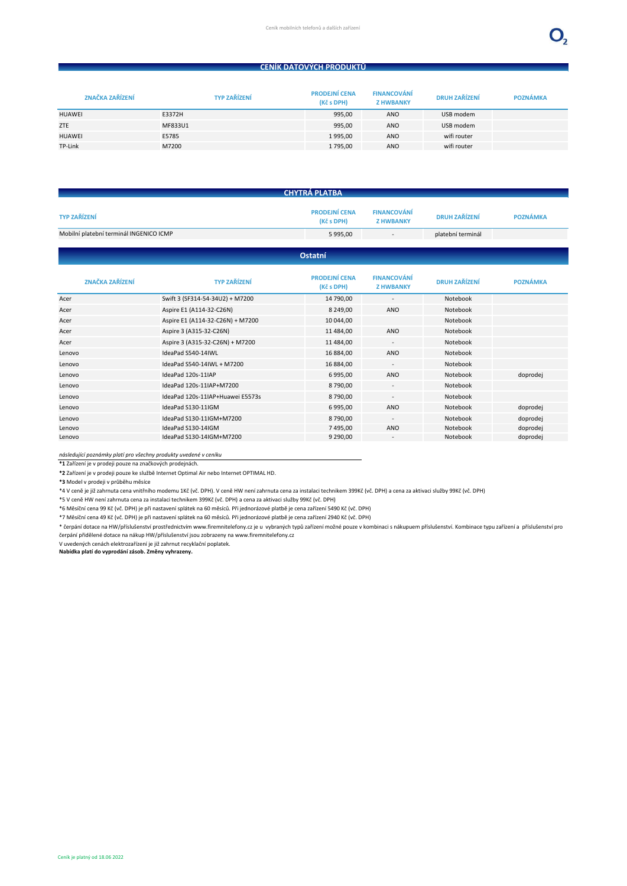## CENÍK DATOVÝCH PRODUKTŮ

| ZNAČKA ZAŘÍZENÍ | TYP ZAŘÍZENÍ | PRODEJNÍ CENA (Kč s DPH) | FINANCOVÁNÍ Z HWBANKY | DRUH ZAŘÍZENÍ | POZNÁMKA |
|---|---|---|---|---|---|
| HUAWEI | E3372H | 995,00 | ANO | USB modem | |
| ZTE | MF833U1 | 995,00 | ANO | USB modem | |
| HUAWEI | E5785 | 1 995,00 | ANO | wifi router | |
| TP-Link | M7200 | 1 795,00 | ANO | wifi router | |

## CHYTRÁ PLATBA

| TYP ZAŘÍZENÍ | PRODEJNÍ CENA (Kč s DPH) | FINANCOVÁNÍ Z HWBANKY | DRUH ZAŘÍZENÍ | POZNÁMKA |
|---|---|---|---|---|
| Mobilní platební terminál INGENICO ICMP | 5 995,00 | - | platební terminál | |

## Ostatní

| ZNAČKA ZAŘÍZENÍ | TYP ZAŘÍZENÍ | PRODEJNÍ CENA (Kč s DPH) | FINANCOVÁNÍ Z HWBANKY | DRUH ZAŘÍZENÍ | POZNÁMKA |
|---|---|---|---|---|---|
| Acer | Swift 3 (SF314-54-34U2) + M7200 | 14 790,00 | - | Notebook | |
| Acer | Aspire E1 (A114-32-C26N) | 8 249,00 | ANO | Notebook | |
| Acer | Aspire E1 (A114-32-C26N) + M7200 | 10 044,00 | | Notebook | |
| Acer | Aspire 3 (A315-32-C26N) | 11 484,00 | ANO | Notebook | |
| Acer | Aspire 3 (A315-32-C26N) + M7200 | 11 484,00 | - | Notebook | |
| Lenovo | IdeaPad S540-14IWL | 16 884,00 | ANO | Notebook | |
| Lenovo | IdeaPad S540-14IWL + M7200 | 16 884,00 | - | Notebook | |
| Lenovo | IdeaPad 120s-11IAP | 6 995,00 | ANO | Notebook | doprodej |
| Lenovo | IdeaPad 120s-11IAP+M7200 | 8 790,00 | - | Notebook | |
| Lenovo | IdeaPad 120s-11IAP+Huawei E5573s | 8 790,00 | - | Notebook | |
| Lenovo | IdeaPad S130-11IGM | 6 995,00 | ANO | Notebook | doprodej |
| Lenovo | IdeaPad S130-11IGM+M7200 | 8 790,00 | - | Notebook | doprodej |
| Lenovo | IdeaPad S130-14IGM | 7 495,00 | ANO | Notebook | doprodej |
| Lenovo | IdeaPad S130-14IGM+M7200 | 9 290,00 | - | Notebook | doprodej |

*následující poznámky platí pro všechny produkty uvedené v ceníku*

**\*1** Zařízení je v prodeji pouze na značkových prodejnách.

**\*2** Zařízení je v prodeji pouze ke službě Internet Optimal Air nebo Internet OPTIMAL HD.

**\*3** Model v prodeji v průběhu měsíce

\*4 V ceně je již zahrnuta cena vnitřního modemu 1Kč (vč. DPH). V ceně HW není zahrnuta cena za instalaci technikem 399Kč (vč. DPH) a cena za aktivaci služby 99Kč (vč. DPH)

\*5 V ceně HW není zahrnuta cena za instalaci technikem 399Kč (vč. DPH) a cena za aktivaci služby 99Kč (vč. DPH)

\*6 Měsíční cena 99 Kč (vč. DPH) je při nastavení splátek na 60 měsíců. Při jednorázové platbě je cena zařízení 5490 Kč (vč. DPH)

\*7 Měsíční cena 49 Kč (vč. DPH) je při nastavení splátek na 60 měsíců. Při jednorázové platbě je cena zařízení 2940 Kč (vč. DPH)

\* čerpání dotace na HW/příslušenství prostřednictvím www.firemnitelefony.cz je u vybraných typů zařízení možné pouze v kombinaci s nákupuem příslušenství. Kombinace typu zařízení a příslušenství pro čerpání přidělené dotace na nákup HW/příslušenství jsou zobrazeny na www.firemnitelefony.cz

V uvedených cenách elektrozařízení je již zahrnut recyklační poplatek.

**Nabídka platí do vyprodání zásob. Změny vyhrazeny.**

Ceník je platný od 18.06 2022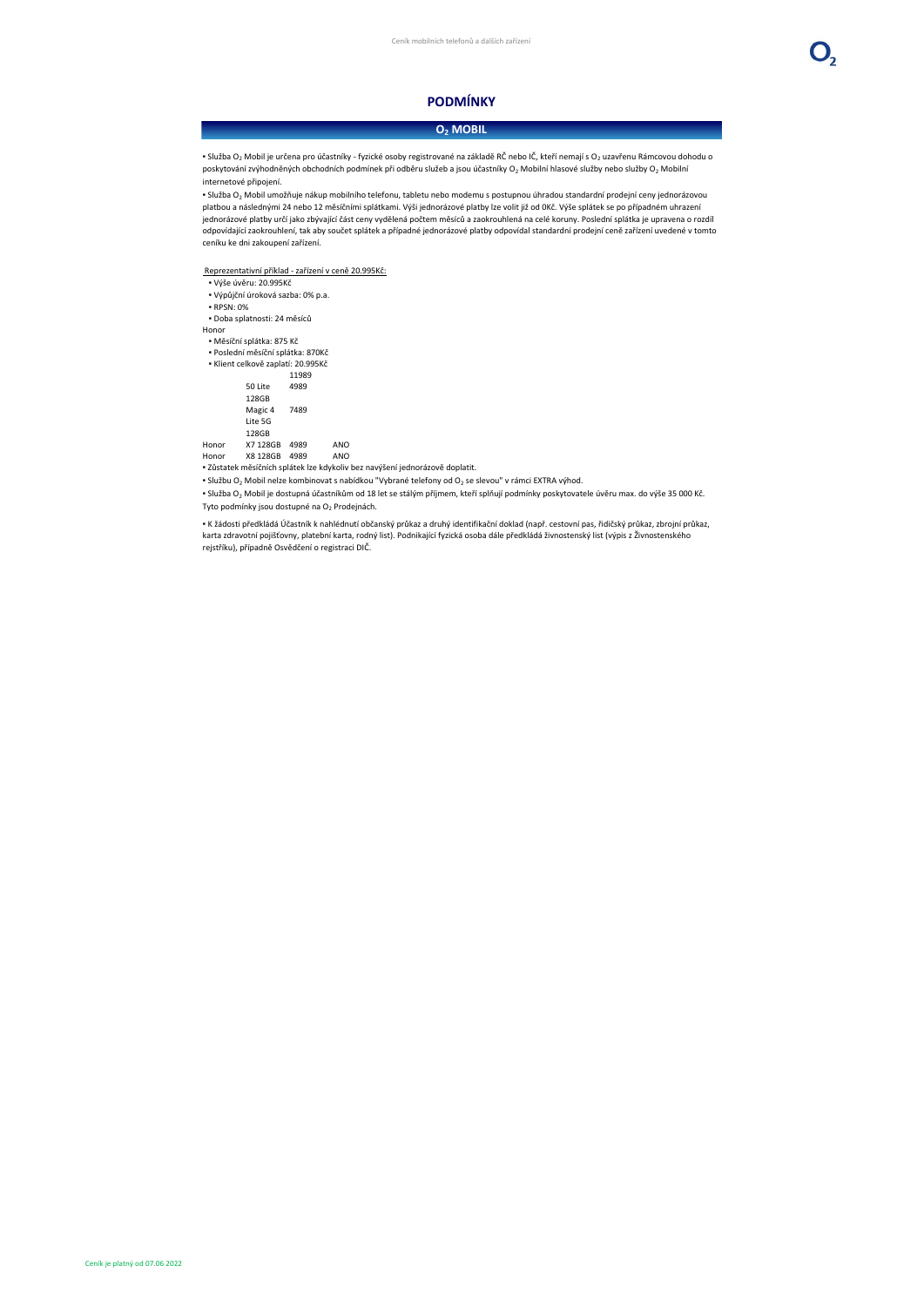# PODMÍNKY

## $O_2$ MOBIL

▪ Služba $O_2$ Mobil je určena pro účastníky - fyzické osoby registrované na základě RČ nebo IČ, kteří nemají s $O_2$ uzavřenu Rámcovou dohodu o poskytování zvýhodněných obchodních podmínek při odběru služeb a jsou účastníky $O_2$ Mobilní hlasové služby nebo služby $O_2$ Mobilní internetové připojení.

▪ Služba $O_2$ Mobil umožňuje nákup mobilního telefonu, tabletu nebo modemu s postupnou úhradou standardní prodejní ceny jednorázovou platbou a následnými 24 nebo 12 měsíčními splátkami. Výši jednorázové platby lze volit již od 0Kč. Výše splátek se po případném uhrazení jednorázové platby určí jako zbývající část ceny vydělená počtem měsíců a zaokrouhlená na celé koruny. Poslední splátka je upravena o rozdíl odpovídající zaokrouhlení, tak aby součet splátek a případné jednorázové platby odpovídal standardní prodejní ceně zařízení uvedené v tomto ceníku ke dni zakoupení zařízení.

Reprezentativní příklad - zařízení v ceně 20.995Kč:

- Výše úvěru: 20.995Kč
- Výpůjční úroková sazba: 0% p.a.
- RPSN: 0%
- Doba splatnosti: 24 měsíců

Honor

- Měsíční splátka: 875 Kč
- Poslední měsíční splátka: 870Kč
- Klient celkově zaplatí: 20.995Kč

| | | | |
|---|---|---|---|
| | | 11989 | |
| | 50 Lite 128GB | 4989 | |
| | Magic 4 Lite 5G 128GB | 7489 | |
| Honor | X7 128GB | 4989 | ANO |
| Honor | X8 128GB | 4989 | ANO |

▪ Zůstatek měsíčních splátek lze kdykoliv bez navýšení jednorázově doplatit.

▪ Službu $O_2$ Mobil nelze kombinovat s nabídkou "Vybrané telefony od $O_2$ se slevou" v rámci EXTRA výhod.

▪ Služba $O_2$ Mobil je dostupná účastníkům od 18 let se stálým příjmem, kteří splňují podmínky poskytovatele úvěru max. do výše 35 000 Kč.

Tyto podmínky jsou dostupné na $O_2$ Prodejnách.

▪ K žádosti předkládá Účastník k nahlédnutí občanský průkaz a druhý identifikační doklad (např. cestovní pas, řidičský průkaz, zbrojní průkaz, karta zdravotní pojišťovny, platební karta, rodný list). Podnikající fyzická osoba dále předkládá živnostenský list (výpis z Živnostenského rejstříku), případně Osvědčení o registraci DIČ.